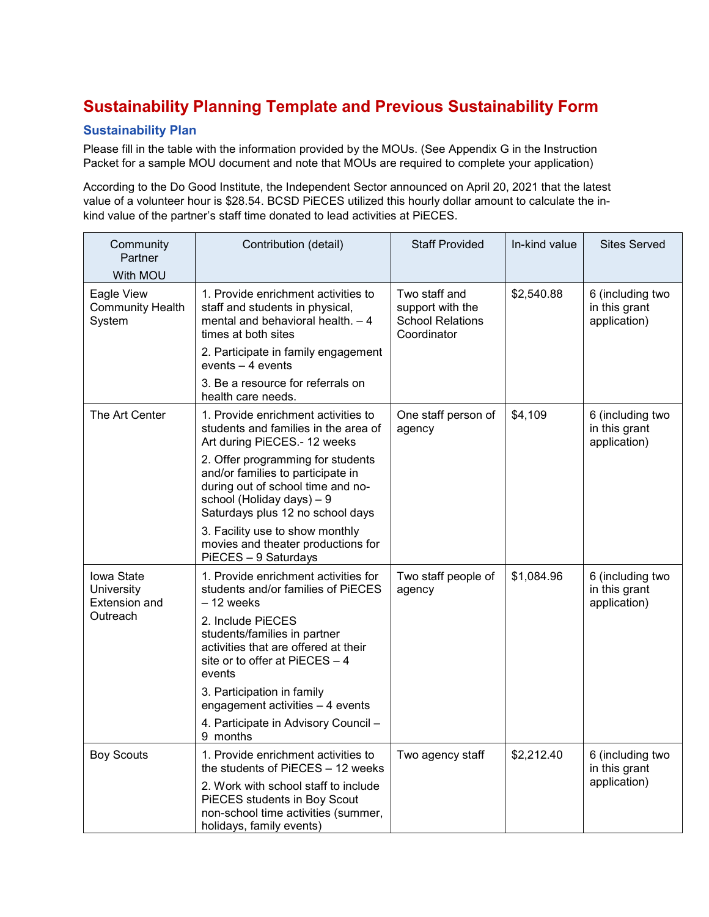# Sustainability Planning Template and Previous Sustainability Form

## Sustainability Plan

Please fill in the table with the information provided by the MOUs. (See Appendix G in the Instruction Packet for a sample MOU document and note that MOUs are required to complete your application)

According to the Do Good Institute, the Independent Sector announced on April 20, 2021 that the latest value of a volunteer hour is $28.54. BCSD PiECES utilized this hourly dollar amount to calculate the in-kind value of the partner's staff time donated to lead activities at PiECES.

| Community Partner With MOU | Contribution (detail) | Staff Provided | In-kind value | Sites Served |
|---|---|---|---|---|
| Eagle View Community Health System | 1. Provide enrichment activities to staff and students in physical, mental and behavioral health. – 4 times at both sites<br>2. Participate in family engagement events – 4 events<br>3. Be a resource for referrals on health care needs. | Two staff and support with the School Relations Coordinator | $2,540.88 | 6 (including two in this grant application) |
| The Art Center | 1. Provide enrichment activities to students and families in the area of Art during PiECES.- 12 weeks<br>2. Offer programming for students and/or families to participate in during out of school time and no-school (Holiday days) – 9 Saturdays plus 12 no school days<br>3. Facility use to show monthly movies and theater productions for PiECES – 9 Saturdays | One staff person of agency | $4,109 | 6 (including two in this grant application) |
| Iowa State University Extension and Outreach | 1. Provide enrichment activities for students and/or families of PiECES – 12 weeks<br>2. Include PiECES students/families in partner activities that are offered at their site or to offer at PiECES – 4 events<br>3. Participation in family engagement activities – 4 events<br>4. Participate in Advisory Council – 9 months | Two staff people of agency | $1,084.96 | 6 (including two in this grant application) |
| Boy Scouts | 1. Provide enrichment activities to the students of PiECES – 12 weeks<br>2. Work with school staff to include PiECES students in Boy Scout non-school time activities (summer, holidays, family events) | Two agency staff | $2,212.40 | 6 (including two in this grant application) |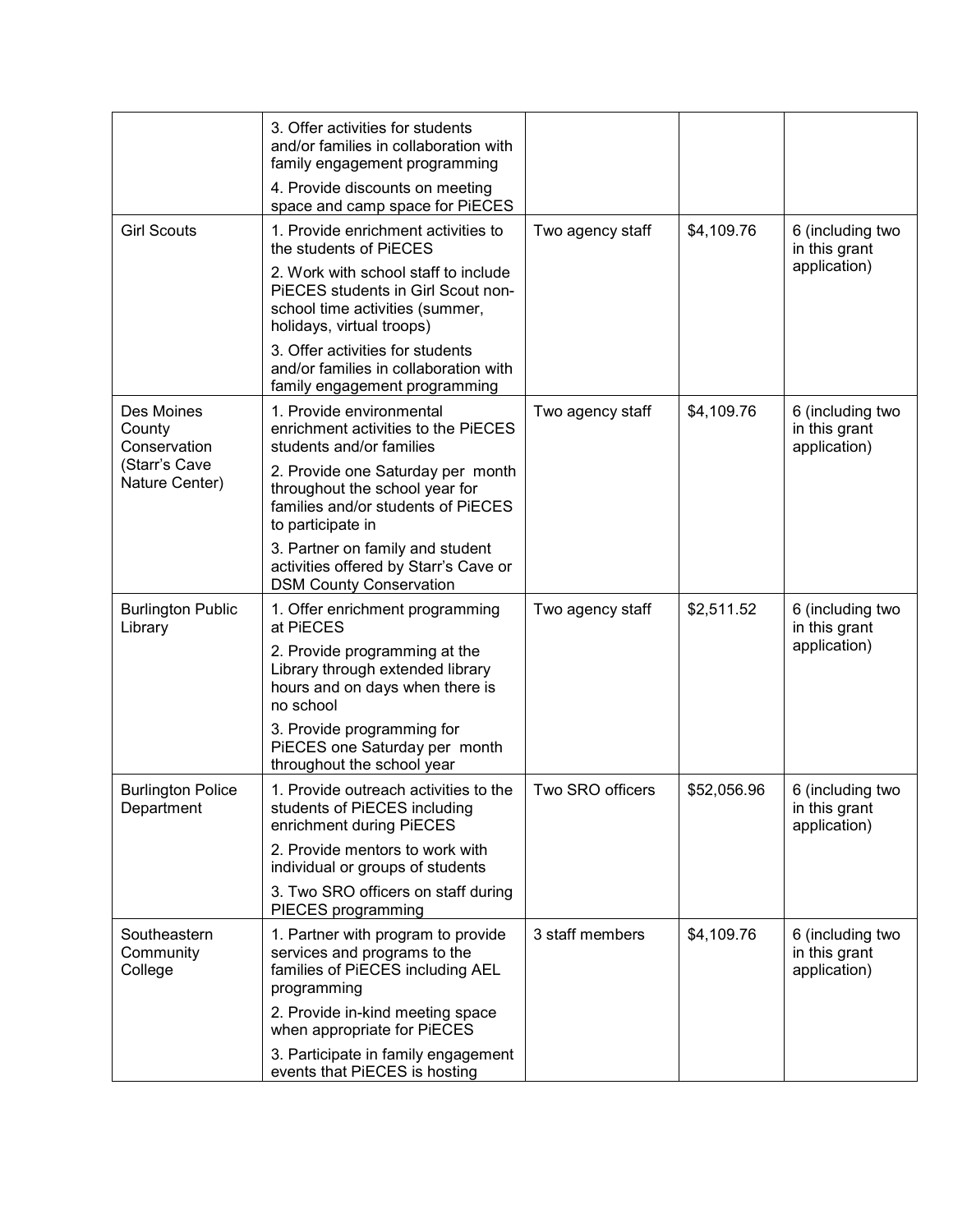| | | | | |
|---|---|---|---|---|
| | 3. Offer activities for students and/or families in collaboration with family engagement programming<br>4. Provide discounts on meeting space and camp space for PiECES | | | |
| Girl Scouts | 1. Provide enrichment activities to the students of PiECES<br>2. Work with school staff to include PiECES students in Girl Scout non-school time activities (summer, holidays, virtual troops)<br>3. Offer activities for students and/or families in collaboration with family engagement programming | Two agency staff | $4,109.76 | 6 (including two in this grant application) |
| Des Moines County Conservation (Starr's Cave Nature Center) | 1. Provide environmental enrichment activities to the PiECES students and/or families<br>2. Provide one Saturday per month throughout the school year for families and/or students of PiECES to participate in<br>3. Partner on family and student activities offered by Starr's Cave or DSM County Conservation | Two agency staff | $4,109.76 | 6 (including two in this grant application) |
| Burlington Public Library | 1. Offer enrichment programming at PiECES<br>2. Provide programming at the Library through extended library hours and on days when there is no school<br>3. Provide programming for PiECES one Saturday per month throughout the school year | Two agency staff | $2,511.52 | 6 (including two in this grant application) |
| Burlington Police Department | 1. Provide outreach activities to the students of PiECES including enrichment during PiECES<br>2. Provide mentors to work with individual or groups of students<br>3. Two SRO officers on staff during PIECES programming | Two SRO officers | $52,056.96 | 6 (including two in this grant application) |
| Southeastern Community College | 1. Partner with program to provide services and programs to the families of PiECES including AEL programming<br>2. Provide in-kind meeting space when appropriate for PiECES<br>3. Participate in family engagement events that PiECES is hosting | 3 staff members | $4,109.76 | 6 (including two in this grant application) |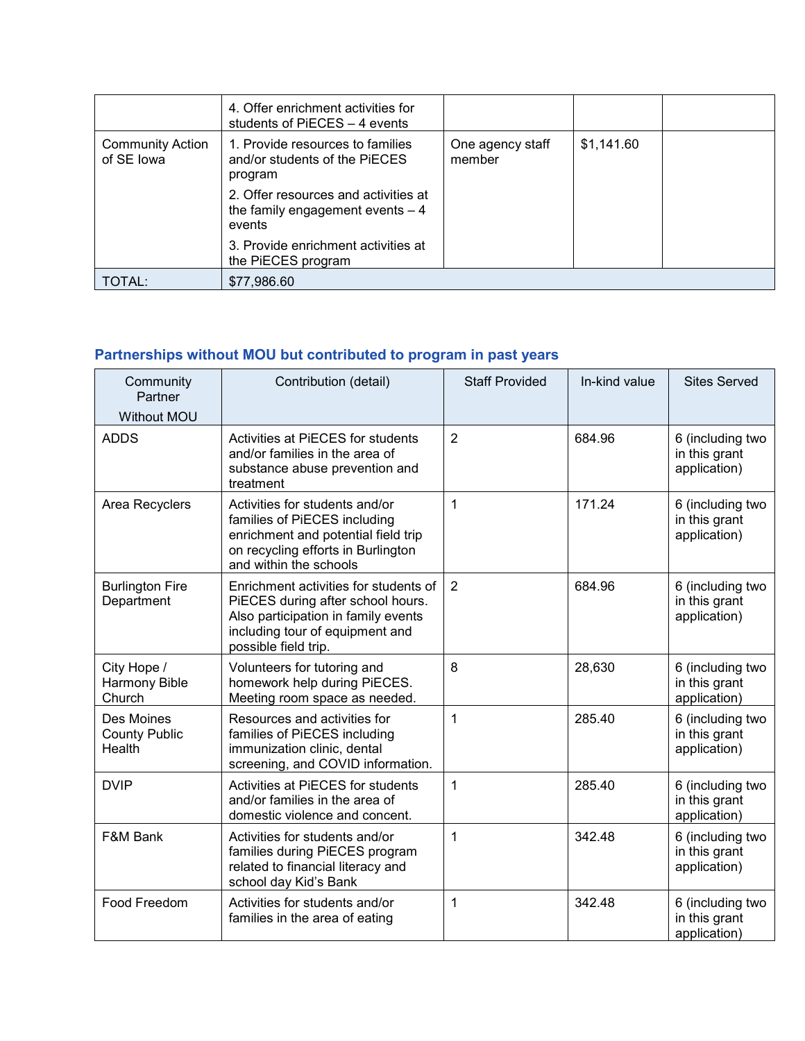| | | | | |
|---|---|---|---|---|
| | 4. Offer enrichment activities for students of PiECES – 4 events | | | |
| Community Action of SE Iowa | 1. Provide resources to families and/or students of the PiECES program<br><br>2. Offer resources and activities at the family engagement events – 4 events<br><br>3. Provide enrichment activities at the PiECES program | One agency staff member | $1,141.60 | |
| TOTAL: | $77,986.60 | | | |

## Partnerships without MOU but contributed to program in past years

| Community Partner Without MOU | Contribution (detail) | Staff Provided | In-kind value | Sites Served |
|---|---|---|---|---|
| ADDS | Activities at PiECES for students and/or families in the area of substance abuse prevention and treatment | 2 | 684.96 | 6 (including two in this grant application) |
| Area Recyclers | Activities for students and/or families of PiECES including enrichment and potential field trip on recycling efforts in Burlington and within the schools | 1 | 171.24 | 6 (including two in this grant application) |
| Burlington Fire Department | Enrichment activities for students of PiECES during after school hours. Also participation in family events including tour of equipment and possible field trip. | 2 | 684.96 | 6 (including two in this grant application) |
| City Hope / Harmony Bible Church | Volunteers for tutoring and homework help during PiECES. Meeting room space as needed. | 8 | 28,630 | 6 (including two in this grant application) |
| Des Moines County Public Health | Resources and activities for families of PiECES including immunization clinic, dental screening, and COVID information. | 1 | 285.40 | 6 (including two in this grant application) |
| DVIP | Activities at PiECES for students and/or families in the area of domestic violence and concent. | 1 | 285.40 | 6 (including two in this grant application) |
| F&M Bank | Activities for students and/or families during PiECES program related to financial literacy and school day Kid's Bank | 1 | 342.48 | 6 (including two in this grant application) |
| Food Freedom | Activities for students and/or families in the area of eating | 1 | 342.48 | 6 (including two in this grant application) |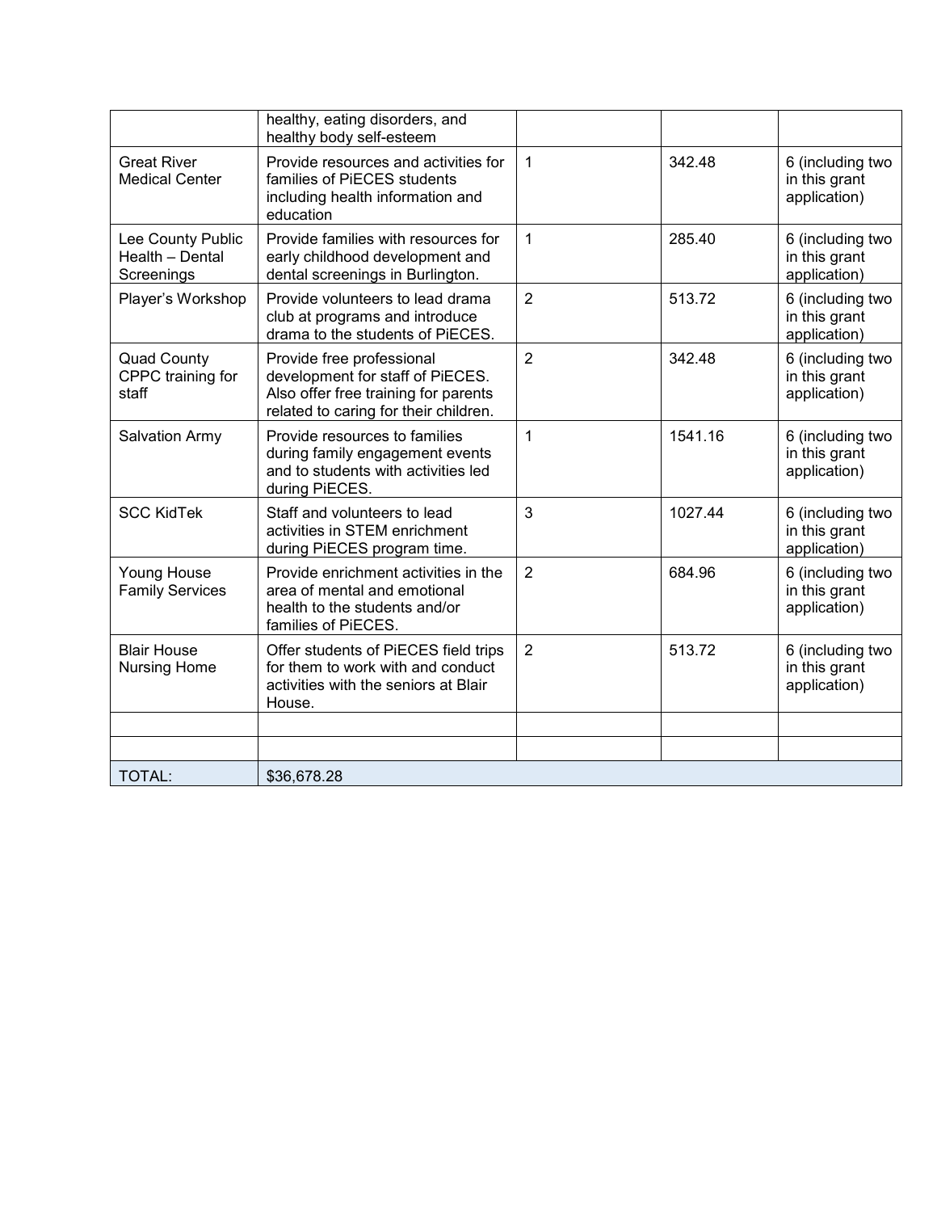| | | | | |
|---|---|---|---|---|
| | healthy, eating disorders, and healthy body self-esteem | | | |
| Great River Medical Center | Provide resources and activities for families of PiECES students including health information and education | 1 | 342.48 | 6 (including two in this grant application) |
| Lee County Public Health – Dental Screenings | Provide families with resources for early childhood development and dental screenings in Burlington. | 1 | 285.40 | 6 (including two in this grant application) |
| Player's Workshop | Provide volunteers to lead drama club at programs and introduce drama to the students of PiECES. | 2 | 513.72 | 6 (including two in this grant application) |
| Quad County CPPC training for staff | Provide free professional development for staff of PiECES. Also offer free training for parents related to caring for their children. | 2 | 342.48 | 6 (including two in this grant application) |
| Salvation Army | Provide resources to families during family engagement events and to students with activities led during PiECES. | 1 | 1541.16 | 6 (including two in this grant application) |
| SCC KidTek | Staff and volunteers to lead activities in STEM enrichment during PiECES program time. | 3 | 1027.44 | 6 (including two in this grant application) |
| Young House Family Services | Provide enrichment activities in the area of mental and emotional health to the students and/or families of PiECES. | 2 | 684.96 | 6 (including two in this grant application) |
| Blair House Nursing Home | Offer students of PiECES field trips for them to work with and conduct activities with the seniors at Blair House. | 2 | 513.72 | 6 (including two in this grant application) |
| | | | | |
| | | | | |
| TOTAL: | $36,678.28 | | | |